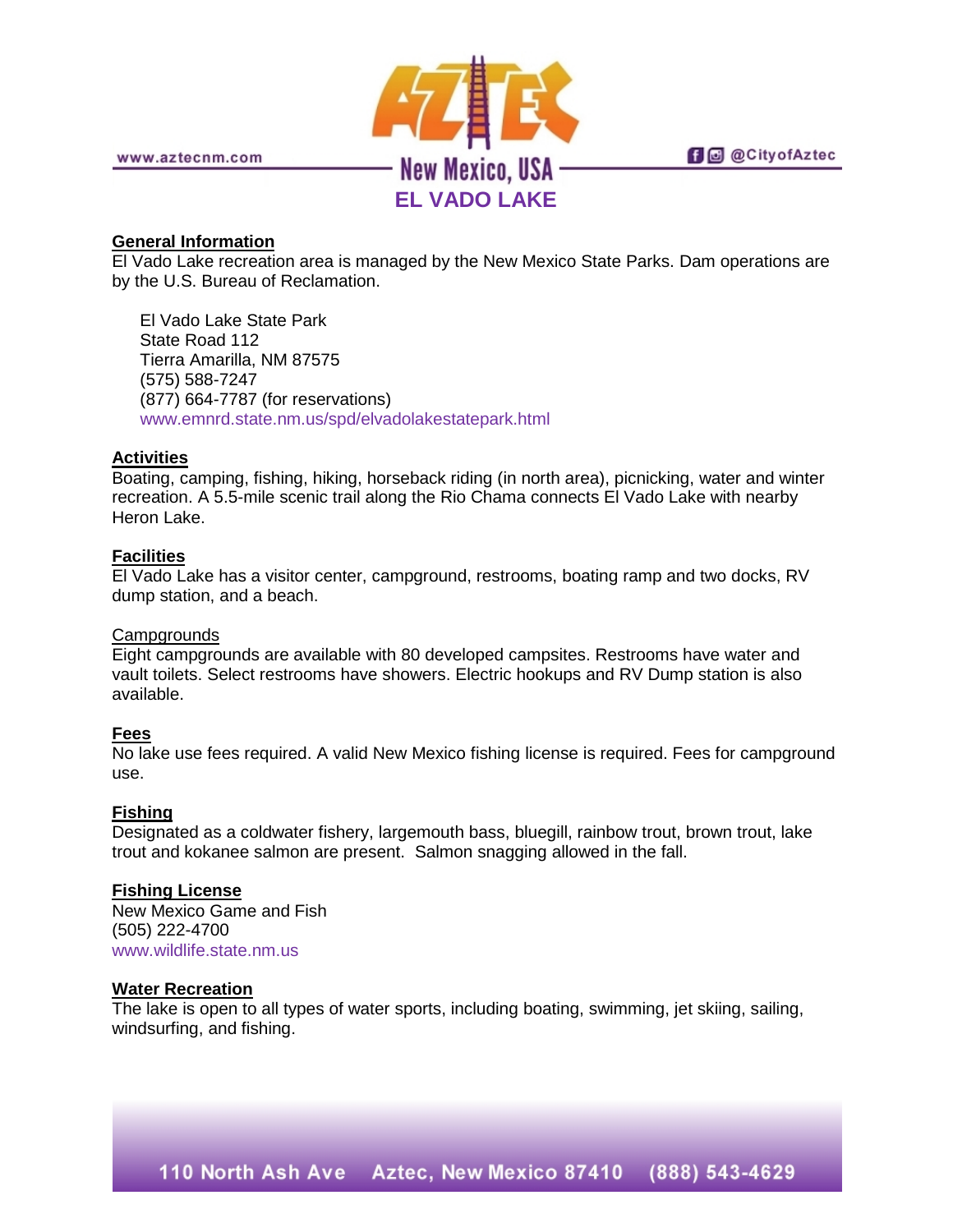# EL VADO LAKE

## General Information

El Vado Lake recreation area is managed by the New Mexico State Parks. Dam operations are by the U.S. Bureau of Reclamation.

El Vado Lake State Park
State Road 112
Tierra Amarilla, NM 87575
(575) 588-7247
(877) 664-7787 (for reservations)
www.emnrd.state.nm.us/spd/elvadolakestatepark.html

## Activities

Boating, camping, fishing, hiking, horseback riding (in north area), picnicking, water and winter recreation. A 5.5-mile scenic trail along the Rio Chama connects El Vado Lake with nearby Heron Lake.

## Facilities

El Vado Lake has a visitor center, campground, restrooms, boating ramp and two docks, RV dump station, and a beach.

### Campgrounds

Eight campgrounds are available with 80 developed campsites. Restrooms have water and vault toilets. Select restrooms have showers. Electric hookups and RV Dump station is also available.

## Fees

No lake use fees required. A valid New Mexico fishing license is required. Fees for campground use.

## Fishing

Designated as a coldwater fishery, largemouth bass, bluegill, rainbow trout, brown trout, lake trout and kokanee salmon are present. Salmon snagging allowed in the fall.

## Fishing License

New Mexico Game and Fish
(505) 222-4700
www.wildlife.state.nm.us

## Water Recreation

The lake is open to all types of water sports, including boating, swimming, jet skiing, sailing, windsurfing, and fishing.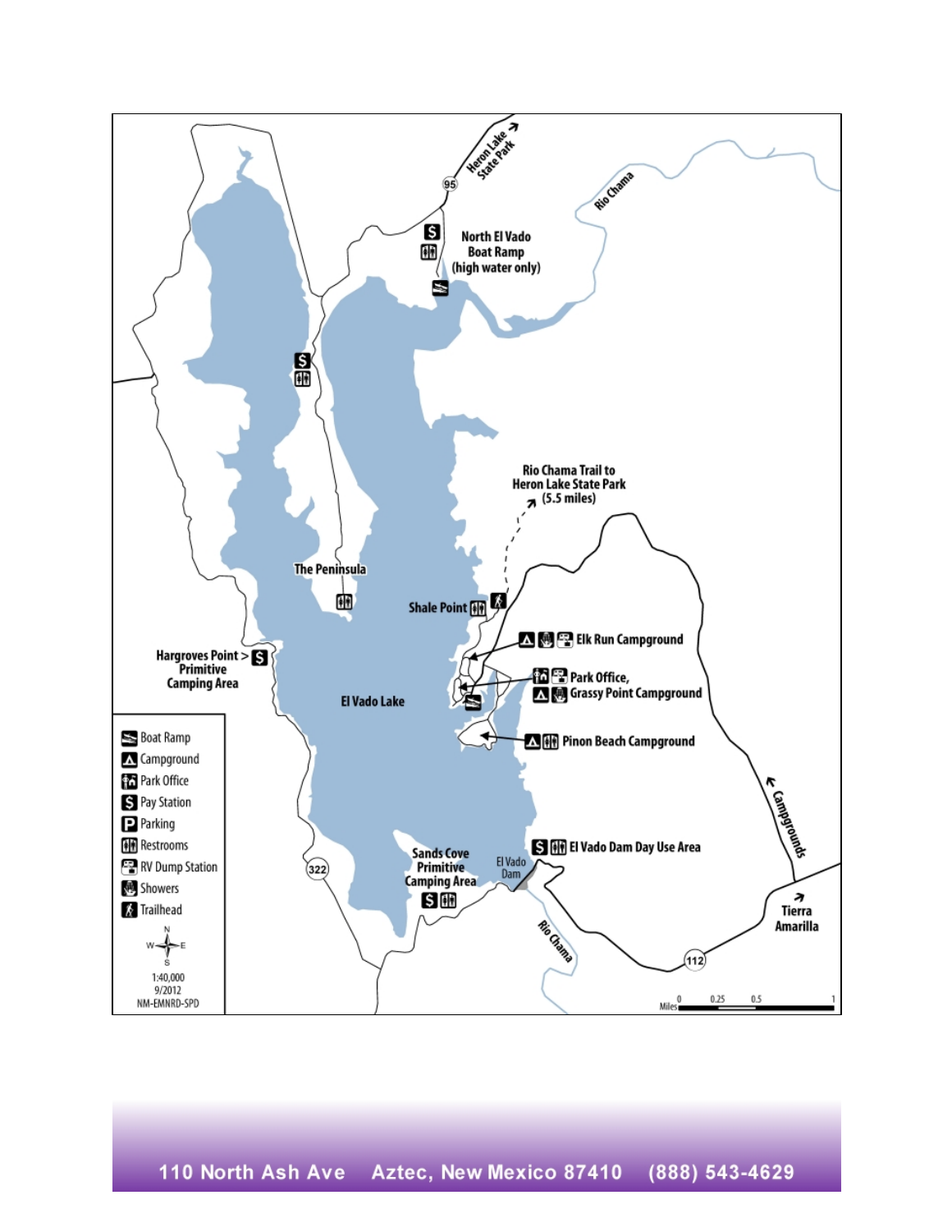Heron Lake State Park

95

North El Vado Boat Ramp (high water only)

Rio Chama

Rio Chama Trail to Heron Lake State Park (5.5 miles)

The Peninsula

Shale Point

Elk Run Campground

Park Office, Grassy Point Campground

Pinon Beach Campground

Hargroves Point Primitive Camping Area

El Vado Lake

El Vado Dam Day Use Area

Sands Cove Primitive Camping Area

El Vado Dam

322

Rio Chama

Campgrounds

Tierra Amarilla

112

Boat Ramp

Campground

Park Office

Pay Station

Parking

Restrooms

RV Dump Station

Showers

Trailhead

N W E S

1:40,000

9/2012

NM-EMNRD-SPD

Miles 0 0.25 0.5 1

110 North Ash Ave Aztec, New Mexico 87410 (888) 543-4629